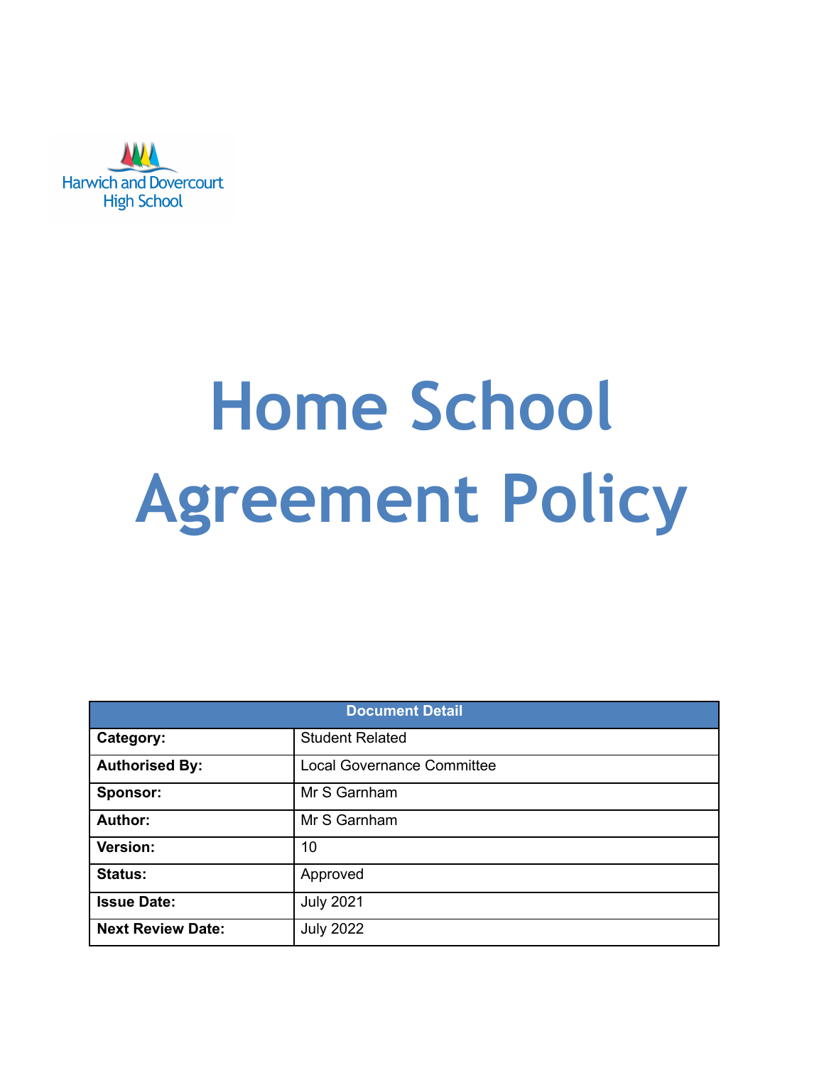Harwich and Dovercourt High School

# Home School Agreement Policy

| Document Detail | |
|---|---|
| **Category:** | Student Related |
| **Authorised By:** | Local Governance Committee |
| **Sponsor:** | Mr S Garnham |
| **Author:** | Mr S Garnham |
| **Version:** | 10 |
| **Status:** | Approved |
| **Issue Date:** | July 2021 |
| **Next Review Date:** | July 2022 |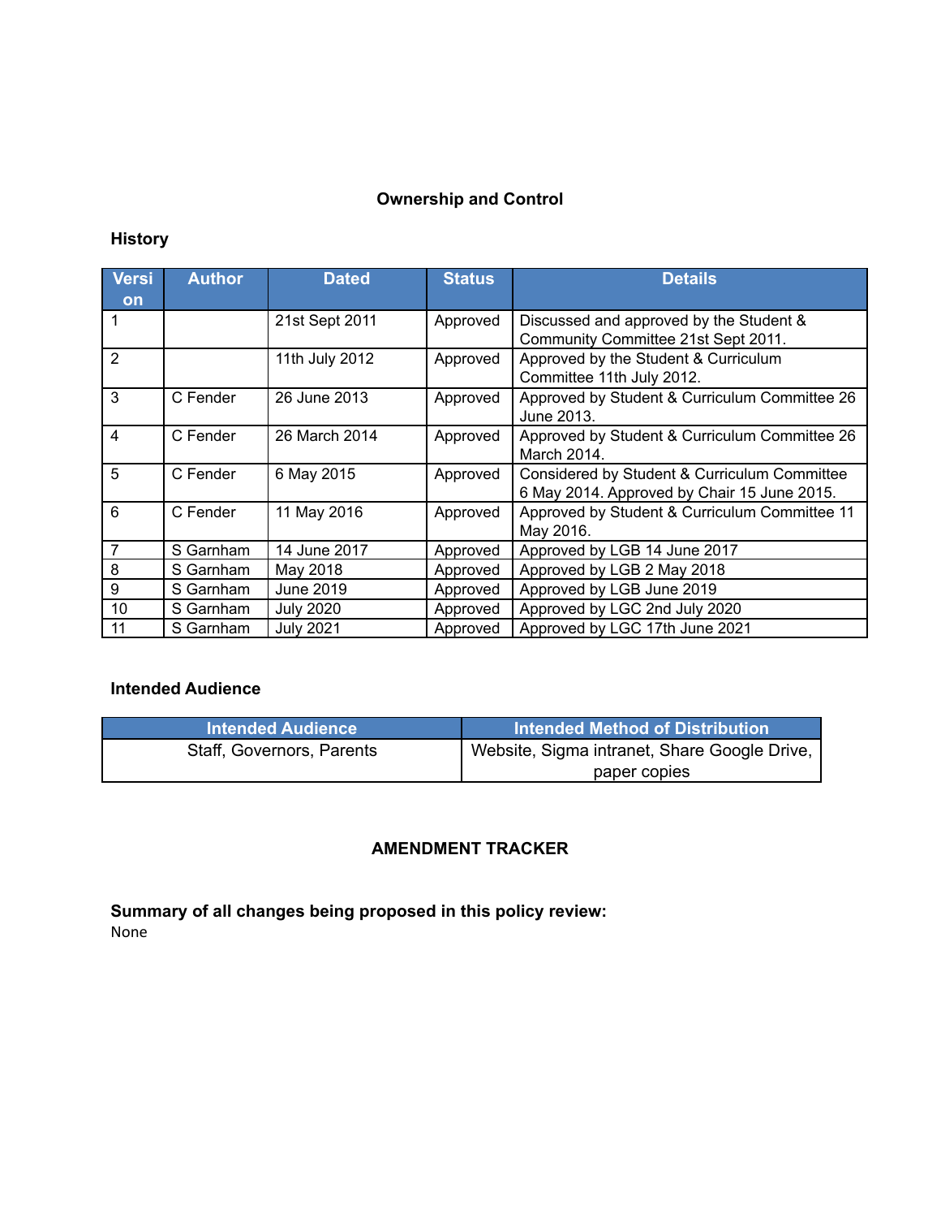## Ownership and Control

### History

| Version | Author | Dated | Status | Details |
|---|---|---|---|---|
| 1 | | 21st Sept 2011 | Approved | Discussed and approved by the Student & Community Committee 21st Sept 2011. |
| 2 | | 11th July 2012 | Approved | Approved by the Student & Curriculum Committee 11th July 2012. |
| 3 | C Fender | 26 June 2013 | Approved | Approved by Student & Curriculum Committee 26 June 2013. |
| 4 | C Fender | 26 March 2014 | Approved | Approved by Student & Curriculum Committee 26 March 2014. |
| 5 | C Fender | 6 May 2015 | Approved | Considered by Student & Curriculum Committee 6 May 2014. Approved by Chair 15 June 2015. |
| 6 | C Fender | 11 May 2016 | Approved | Approved by Student & Curriculum Committee 11 May 2016. |
| 7 | S Garnham | 14 June 2017 | Approved | Approved by LGB 14 June 2017 |
| 8 | S Garnham | May 2018 | Approved | Approved by LGB 2 May 2018 |
| 9 | S Garnham | June 2019 | Approved | Approved by LGB June 2019 |
| 10 | S Garnham | July 2020 | Approved | Approved by LGC 2nd July 2020 |
| 11 | S Garnham | July 2021 | Approved | Approved by LGC 17th June 2021 |

### Intended Audience

| Intended Audience | Intended Method of Distribution |
|---|---|
| Staff, Governors, Parents | Website, Sigma intranet, Share Google Drive, paper copies |

## AMENDMENT TRACKER

**Summary of all changes being proposed in this policy review:**

None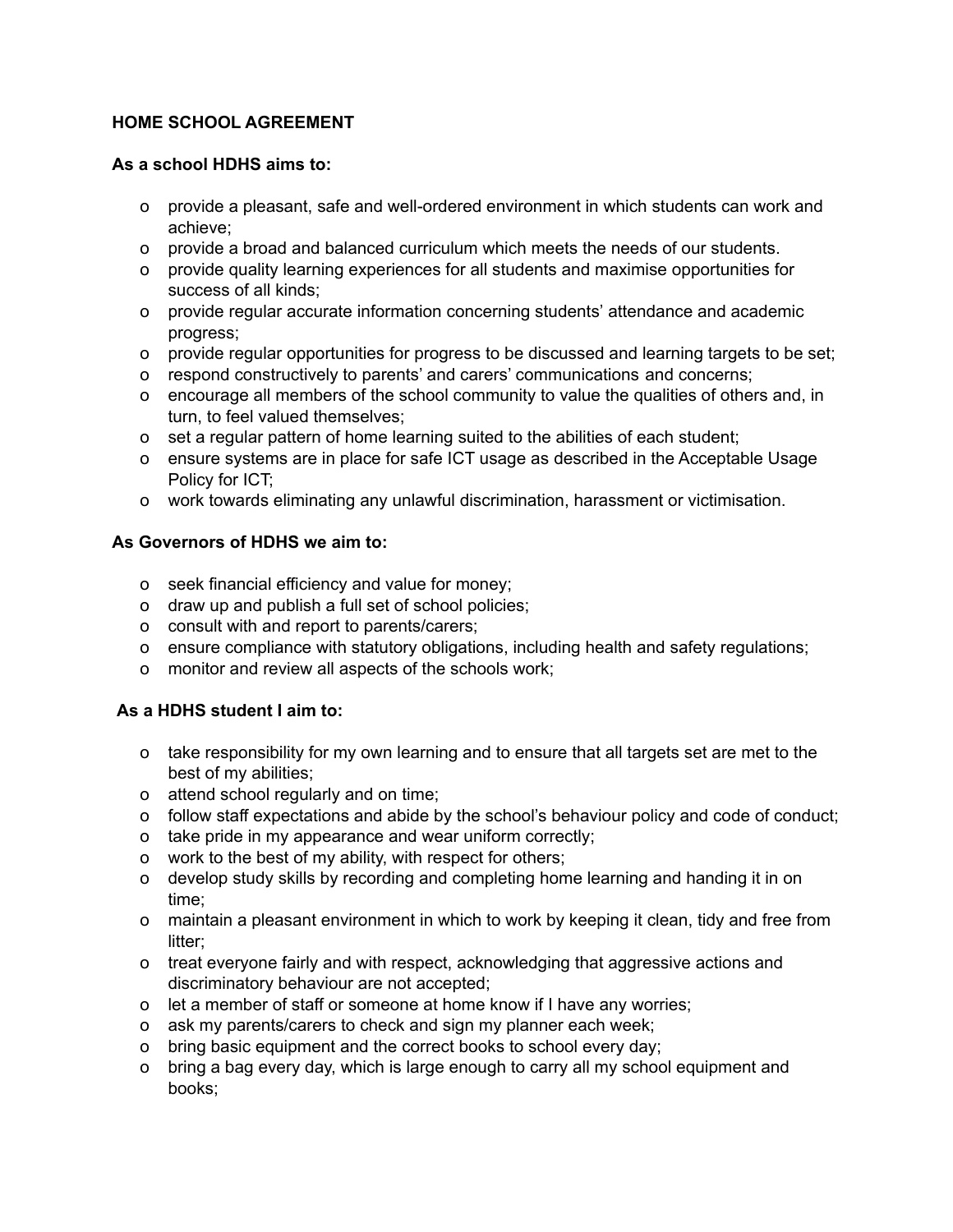**HOME SCHOOL AGREEMENT**

**As a school HDHS aims to:**

- provide a pleasant, safe and well-ordered environment in which students can work and achieve;
- provide a broad and balanced curriculum which meets the needs of our students.
- provide quality learning experiences for all students and maximise opportunities for success of all kinds;
- provide regular accurate information concerning students' attendance and academic progress;
- provide regular opportunities for progress to be discussed and learning targets to be set;
- respond constructively to parents' and carers' communications and concerns;
- encourage all members of the school community to value the qualities of others and, in turn, to feel valued themselves;
- set a regular pattern of home learning suited to the abilities of each student;
- ensure systems are in place for safe ICT usage as described in the Acceptable Usage Policy for ICT;
- work towards eliminating any unlawful discrimination, harassment or victimisation.

**As Governors of HDHS we aim to:**

- seek financial efficiency and value for money;
- draw up and publish a full set of school policies;
- consult with and report to parents/carers;
- ensure compliance with statutory obligations, including health and safety regulations;
- monitor and review all aspects of the schools work;

**As a HDHS student I aim to:**

- take responsibility for my own learning and to ensure that all targets set are met to the best of my abilities;
- attend school regularly and on time;
- follow staff expectations and abide by the school's behaviour policy and code of conduct;
- take pride in my appearance and wear uniform correctly;
- work to the best of my ability, with respect for others;
- develop study skills by recording and completing home learning and handing it in on time;
- maintain a pleasant environment in which to work by keeping it clean, tidy and free from litter;
- treat everyone fairly and with respect, acknowledging that aggressive actions and discriminatory behaviour are not accepted;
- let a member of staff or someone at home know if I have any worries;
- ask my parents/carers to check and sign my planner each week;
- bring basic equipment and the correct books to school every day;
- bring a bag every day, which is large enough to carry all my school equipment and books;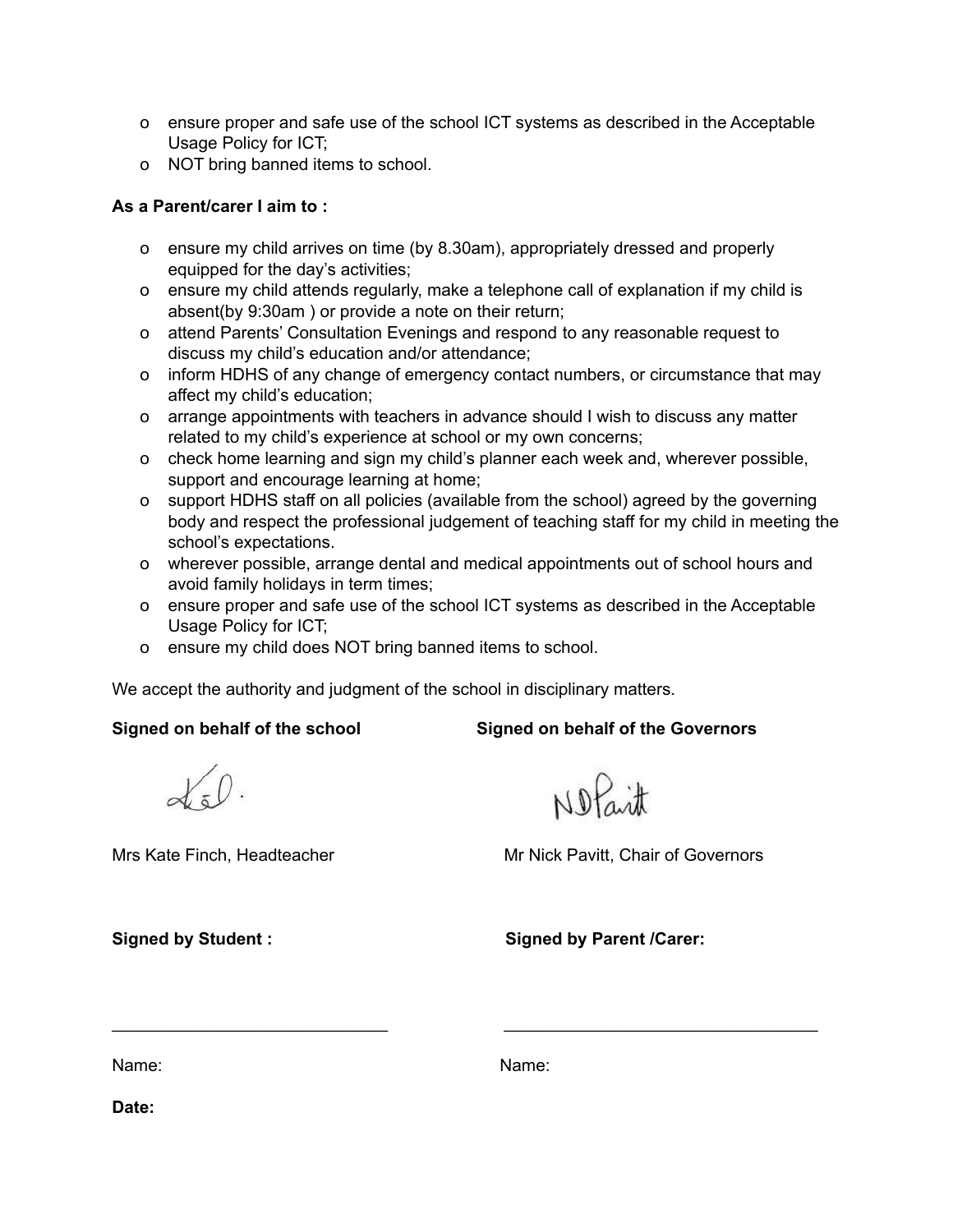- ensure proper and safe use of the school ICT systems as described in the Acceptable Usage Policy for ICT;
- NOT bring banned items to school.

**As a Parent/carer I aim to :**

- ensure my child arrives on time (by 8.30am), appropriately dressed and properly equipped for the day's activities;
- ensure my child attends regularly, make a telephone call of explanation if my child is absent(by 9:30am ) or provide a note on their return;
- attend Parents' Consultation Evenings and respond to any reasonable request to discuss my child's education and/or attendance;
- inform HDHS of any change of emergency contact numbers, or circumstance that may affect my child's education;
- arrange appointments with teachers in advance should I wish to discuss any matter related to my child's experience at school or my own concerns;
- check home learning and sign my child's planner each week and, wherever possible, support and encourage learning at home;
- support HDHS staff on all policies (available from the school) agreed by the governing body and respect the professional judgement of teaching staff for my child in meeting the school's expectations.
- wherever possible, arrange dental and medical appointments out of school hours and avoid family holidays in term times;
- ensure proper and safe use of the school ICT systems as described in the Acceptable Usage Policy for ICT;
- ensure my child does NOT bring banned items to school.

We accept the authority and judgment of the school in disciplinary matters.

**Signed on behalf of the school**

Mrs Kate Finch, Headteacher

**Signed on behalf of the Governors**

Mr Nick Pavitt, Chair of Governors

**Signed by Student :**

\_\_\_\_\_\_\_\_\_\_\_\_\_\_\_\_\_\_\_\_\_\_\_\_\_\_\_\_\_\_

Name:

**Signed by Parent /Carer:**

\_\_\_\_\_\_\_\_\_\_\_\_\_\_\_\_\_\_\_\_\_\_\_\_\_\_\_\_\_\_\_\_\_\_

Name:

**Date:**